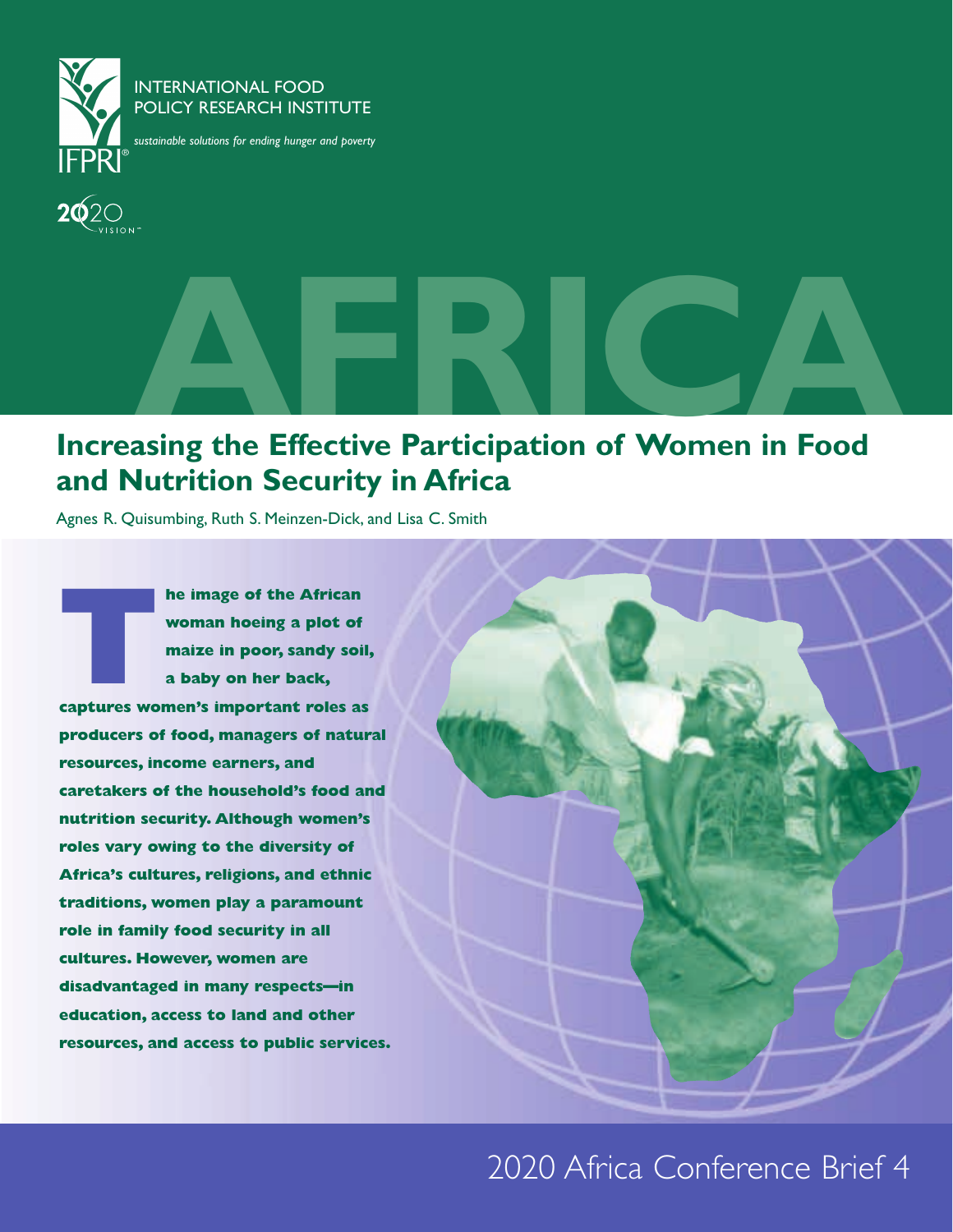INTERNATIONAL FOOD POLICY RESEARCH INSTITUTE

*sustainable solutions for ending hunger and poverty*

IFPRI

2020 VISION

AFRICA

# Increasing the Effective Participation of Women in Food and Nutrition Security in Africa

Agnes R. Quisumbing, Ruth S. Meinzen-Dick, and Lisa C. Smith

**The image of the African woman hoeing a plot of maize in poor, sandy soil, a baby on her back, captures women's important roles as producers of food, managers of natural resources, income earners, and caretakers of the household's food and nutrition security. Although women's roles vary owing to the diversity of Africa's cultures, religions, and ethnic traditions, women play a paramount role in family food security in all cultures. However, women are disadvantaged in many respects—in education, access to land and other resources, and access to public services.**

2020 Africa Conference Brief 4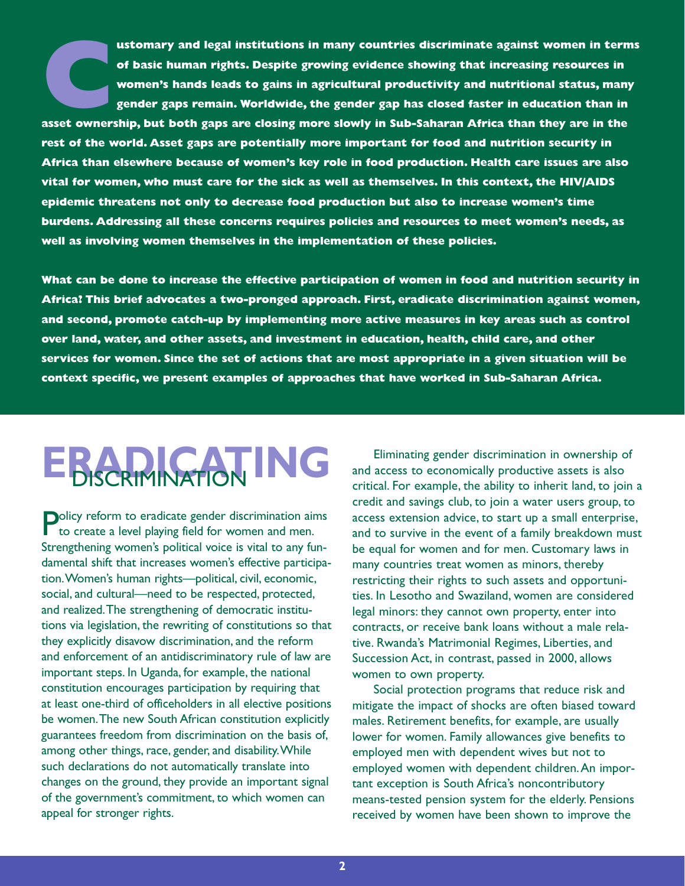**Customary and legal institutions in many countries discriminate against women in terms of basic human rights. Despite growing evidence showing that increasing resources in women's hands leads to gains in agricultural productivity and nutritional status, many gender gaps remain. Worldwide, the gender gap has closed faster in education than in asset ownership, but both gaps are closing more slowly in Sub-Saharan Africa than they are in the rest of the world. Asset gaps are potentially more important for food and nutrition security in Africa than elsewhere because of women's key role in food production. Health care issues are also vital for women, who must care for the sick as well as themselves. In this context, the HIV/AIDS epidemic threatens not only to decrease food production but also to increase women's time burdens. Addressing all these concerns requires policies and resources to meet women's needs, as well as involving women themselves in the implementation of these policies.**

**What can be done to increase the effective participation of women in food and nutrition security in Africa? This brief advocates a two-pronged approach. First, eradicate discrimination against women, and second, promote catch-up by implementing more active measures in key areas such as control over land, water, and other assets, and investment in education, health, child care, and other services for women. Since the set of actions that are most appropriate in a given situation will be context specific, we present examples of approaches that have worked in Sub-Saharan Africa.**

# ERADICATING DISCRIMINATION

Policy reform to eradicate gender discrimination aims to create a level playing field for women and men. Strengthening women's political voice is vital to any fundamental shift that increases women's effective participation. Women's human rights—political, civil, economic, social, and cultural—need to be respected, protected, and realized. The strengthening of democratic institutions via legislation, the rewriting of constitutions so that they explicitly disavow discrimination, and the reform and enforcement of an antidiscriminatory rule of law are important steps. In Uganda, for example, the national constitution encourages participation by requiring that at least one-third of officeholders in all elective positions be women. The new South African constitution explicitly guarantees freedom from discrimination on the basis of, among other things, race, gender, and disability. While such declarations do not automatically translate into changes on the ground, they provide an important signal of the government's commitment, to which women can appeal for stronger rights.

Eliminating gender discrimination in ownership of and access to economically productive assets is also critical. For example, the ability to inherit land, to join a credit and savings club, to join a water users group, to access extension advice, to start up a small enterprise, and to survive in the event of a family breakdown must be equal for women and for men. Customary laws in many countries treat women as minors, thereby restricting their rights to such assets and opportunities. In Lesotho and Swaziland, women are considered legal minors: they cannot own property, enter into contracts, or receive bank loans without a male relative. Rwanda's Matrimonial Regimes, Liberties, and Succession Act, in contrast, passed in 2000, allows women to own property.

Social protection programs that reduce risk and mitigate the impact of shocks are often biased toward males. Retirement benefits, for example, are usually lower for women. Family allowances give benefits to employed men with dependent wives but not to employed women with dependent children. An important exception is South Africa's noncontributory means-tested pension system for the elderly. Pensions received by women have been shown to improve the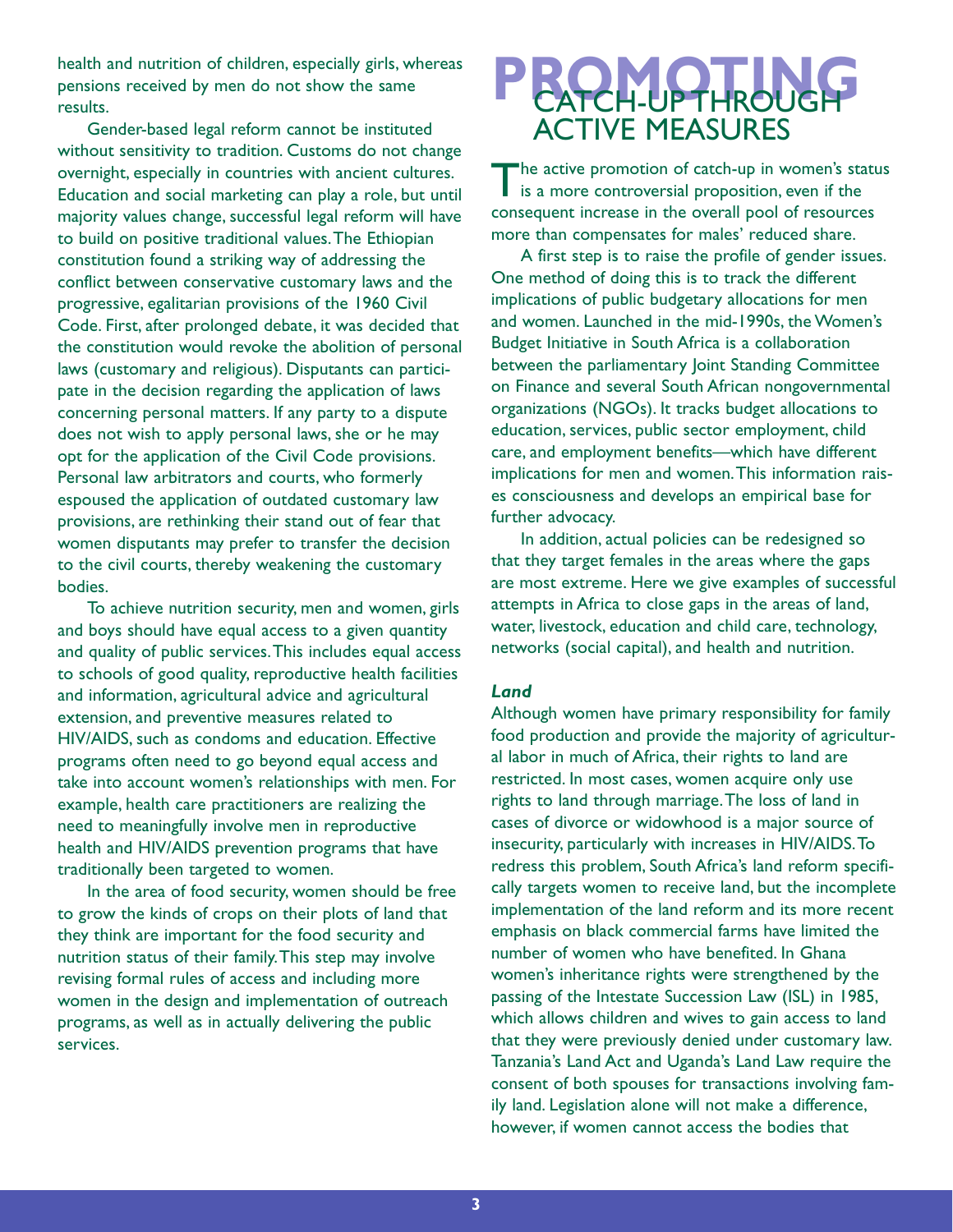health and nutrition of children, especially girls, whereas pensions received by men do not show the same results.

Gender-based legal reform cannot be instituted without sensitivity to tradition. Customs do not change overnight, especially in countries with ancient cultures. Education and social marketing can play a role, but until majority values change, successful legal reform will have to build on positive traditional values. The Ethiopian constitution found a striking way of addressing the conflict between conservative customary laws and the progressive, egalitarian provisions of the 1960 Civil Code. First, after prolonged debate, it was decided that the constitution would revoke the abolition of personal laws (customary and religious). Disputants can participate in the decision regarding the application of laws concerning personal matters. If any party to a dispute does not wish to apply personal laws, she or he may opt for the application of the Civil Code provisions. Personal law arbitrators and courts, who formerly espoused the application of outdated customary law provisions, are rethinking their stand out of fear that women disputants may prefer to transfer the decision to the civil courts, thereby weakening the customary bodies.

To achieve nutrition security, men and women, girls and boys should have equal access to a given quantity and quality of public services. This includes equal access to schools of good quality, reproductive health facilities and information, agricultural advice and agricultural extension, and preventive measures related to HIV/AIDS, such as condoms and education. Effective programs often need to go beyond equal access and take into account women's relationships with men. For example, health care practitioners are realizing the need to meaningfully involve men in reproductive health and HIV/AIDS prevention programs that have traditionally been targeted to women.

In the area of food security, women should be free to grow the kinds of crops on their plots of land that they think are important for the food security and nutrition status of their family. This step may involve revising formal rules of access and including more women in the design and implementation of outreach programs, as well as in actually delivering the public services.

# PROMOTING CATCH-UP THROUGH ACTIVE MEASURES

The active promotion of catch-up in women's status is a more controversial proposition, even if the consequent increase in the overall pool of resources more than compensates for males' reduced share.

A first step is to raise the profile of gender issues. One method of doing this is to track the different implications of public budgetary allocations for men and women. Launched in the mid-1990s, the Women's Budget Initiative in South Africa is a collaboration between the parliamentary Joint Standing Committee on Finance and several South African nongovernmental organizations (NGOs). It tracks budget allocations to education, services, public sector employment, child care, and employment benefits—which have different implications for men and women. This information raises consciousness and develops an empirical base for further advocacy.

In addition, actual policies can be redesigned so that they target females in the areas where the gaps are most extreme. Here we give examples of successful attempts in Africa to close gaps in the areas of land, water, livestock, education and child care, technology, networks (social capital), and health and nutrition.

### *Land*

Although women have primary responsibility for family food production and provide the majority of agricultural labor in much of Africa, their rights to land are restricted. In most cases, women acquire only use rights to land through marriage. The loss of land in cases of divorce or widowhood is a major source of insecurity, particularly with increases in HIV/AIDS. To redress this problem, South Africa's land reform specifically targets women to receive land, but the incomplete implementation of the land reform and its more recent emphasis on black commercial farms have limited the number of women who have benefited. In Ghana women's inheritance rights were strengthened by the passing of the Intestate Succession Law (ISL) in 1985, which allows children and wives to gain access to land that they were previously denied under customary law. Tanzania's Land Act and Uganda's Land Law require the consent of both spouses for transactions involving family land. Legislation alone will not make a difference, however, if women cannot access the bodies that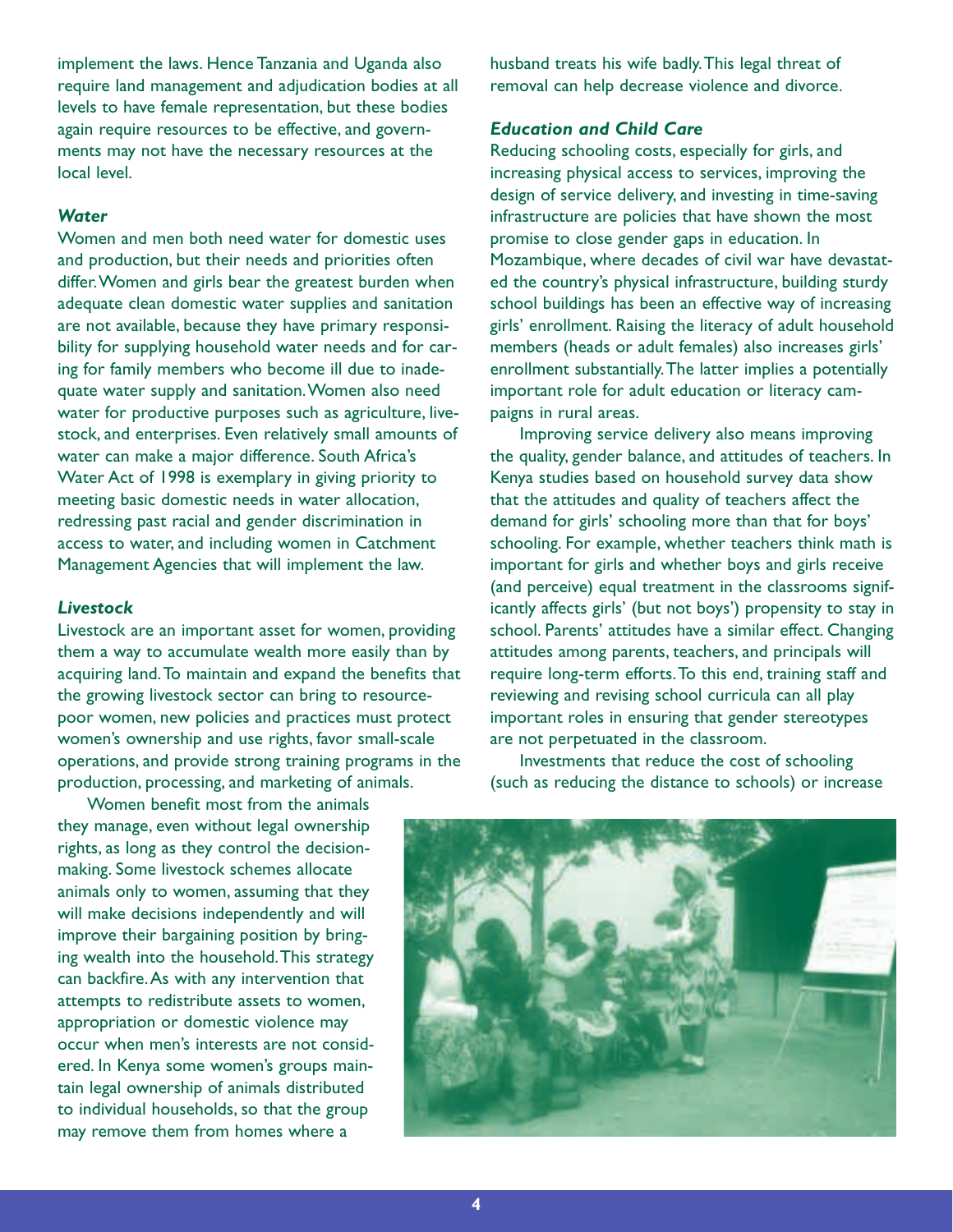implement the laws. Hence Tanzania and Uganda also require land management and adjudication bodies at all levels to have female representation, but these bodies again require resources to be effective, and governments may not have the necessary resources at the local level.

### *Water*

Women and men both need water for domestic uses and production, but their needs and priorities often differ. Women and girls bear the greatest burden when adequate clean domestic water supplies and sanitation are not available, because they have primary responsibility for supplying household water needs and for caring for family members who become ill due to inadequate water supply and sanitation. Women also need water for productive purposes such as agriculture, livestock, and enterprises. Even relatively small amounts of water can make a major difference. South Africa's Water Act of 1998 is exemplary in giving priority to meeting basic domestic needs in water allocation, redressing past racial and gender discrimination in access to water, and including women in Catchment Management Agencies that will implement the law.

### *Livestock*

Livestock are an important asset for women, providing them a way to accumulate wealth more easily than by acquiring land. To maintain and expand the benefits that the growing livestock sector can bring to resource-poor women, new policies and practices must protect women's ownership and use rights, favor small-scale operations, and provide strong training programs in the production, processing, and marketing of animals.

Women benefit most from the animals they manage, even without legal ownership rights, as long as they control the decision-making. Some livestock schemes allocate animals only to women, assuming that they will make decisions independently and will improve their bargaining position by bringing wealth into the household. This strategy can backfire. As with any intervention that attempts to redistribute assets to women, appropriation or domestic violence may occur when men's interests are not considered. In Kenya some women's groups maintain legal ownership of animals distributed to individual households, so that the group may remove them from homes where a husband treats his wife badly. This legal threat of removal can help decrease violence and divorce.

### *Education and Child Care*

Reducing schooling costs, especially for girls, and increasing physical access to services, improving the design of service delivery, and investing in time-saving infrastructure are policies that have shown the most promise to close gender gaps in education. In Mozambique, where decades of civil war have devastated the country's physical infrastructure, building sturdy school buildings has been an effective way of increasing girls' enrollment. Raising the literacy of adult household members (heads or adult females) also increases girls' enrollment substantially. The latter implies a potentially important role for adult education or literacy campaigns in rural areas.

Improving service delivery also means improving the quality, gender balance, and attitudes of teachers. In Kenya studies based on household survey data show that the attitudes and quality of teachers affect the demand for girls' schooling more than that for boys' schooling. For example, whether teachers think math is important for girls and whether boys and girls receive (and perceive) equal treatment in the classrooms significantly affects girls' (but not boys') propensity to stay in school. Parents' attitudes have a similar effect. Changing attitudes among parents, teachers, and principals will require long-term efforts. To this end, training staff and reviewing and revising school curricula can all play important roles in ensuring that gender stereotypes are not perpetuated in the classroom.

Investments that reduce the cost of schooling (such as reducing the distance to schools) or increase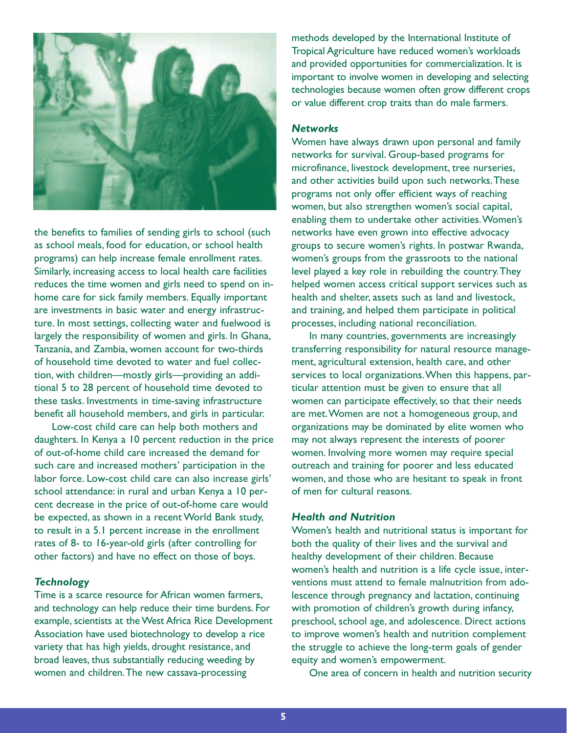the benefits to families of sending girls to school (such as school meals, food for education, or school health programs) can help increase female enrollment rates. Similarly, increasing access to local health care facilities reduces the time women and girls need to spend on in-home care for sick family members. Equally important are investments in basic water and energy infrastructure. In most settings, collecting water and fuelwood is largely the responsibility of women and girls. In Ghana, Tanzania, and Zambia, women account for two-thirds of household time devoted to water and fuel collection, with children—mostly girls—providing an additional 5 to 28 percent of household time devoted to these tasks. Investments in time-saving infrastructure benefit all household members, and girls in particular.

Low-cost child care can help both mothers and daughters. In Kenya a 10 percent reduction in the price of out-of-home child care increased the demand for such care and increased mothers' participation in the labor force. Low-cost child care can also increase girls' school attendance: in rural and urban Kenya a 10 percent decrease in the price of out-of-home care would be expected, as shown in a recent World Bank study, to result in a 5.1 percent increase in the enrollment rates of 8- to 16-year-old girls (after controlling for other factors) and have no effect on those of boys.

### *Technology*

Time is a scarce resource for African women farmers, and technology can help reduce their time burdens. For example, scientists at the West Africa Rice Development Association have used biotechnology to develop a rice variety that has high yields, drought resistance, and broad leaves, thus substantially reducing weeding by women and children. The new cassava-processing methods developed by the International Institute of Tropical Agriculture have reduced women's workloads and provided opportunities for commercialization. It is important to involve women in developing and selecting technologies because women often grow different crops or value different crop traits than do male farmers.

### *Networks*

Women have always drawn upon personal and family networks for survival. Group-based programs for microfinance, livestock development, tree nurseries, and other activities build upon such networks. These programs not only offer efficient ways of reaching women, but also strengthen women's social capital, enabling them to undertake other activities. Women's networks have even grown into effective advocacy groups to secure women's rights. In postwar Rwanda, women's groups from the grassroots to the national level played a key role in rebuilding the country. They helped women access critical support services such as health and shelter, assets such as land and livestock, and training, and helped them participate in political processes, including national reconciliation.

In many countries, governments are increasingly transferring responsibility for natural resource management, agricultural extension, health care, and other services to local organizations. When this happens, particular attention must be given to ensure that all women can participate effectively, so that their needs are met. Women are not a homogeneous group, and organizations may be dominated by elite women who may not always represent the interests of poorer women. Involving more women may require special outreach and training for poorer and less educated women, and those who are hesitant to speak in front of men for cultural reasons.

### *Health and Nutrition*

Women's health and nutritional status is important for both the quality of their lives and the survival and healthy development of their children. Because women's health and nutrition is a life cycle issue, interventions must attend to female malnutrition from adolescence through pregnancy and lactation, continuing with promotion of children's growth during infancy, preschool, school age, and adolescence. Direct actions to improve women's health and nutrition complement the struggle to achieve the long-term goals of gender equity and women's empowerment.

One area of concern in health and nutrition security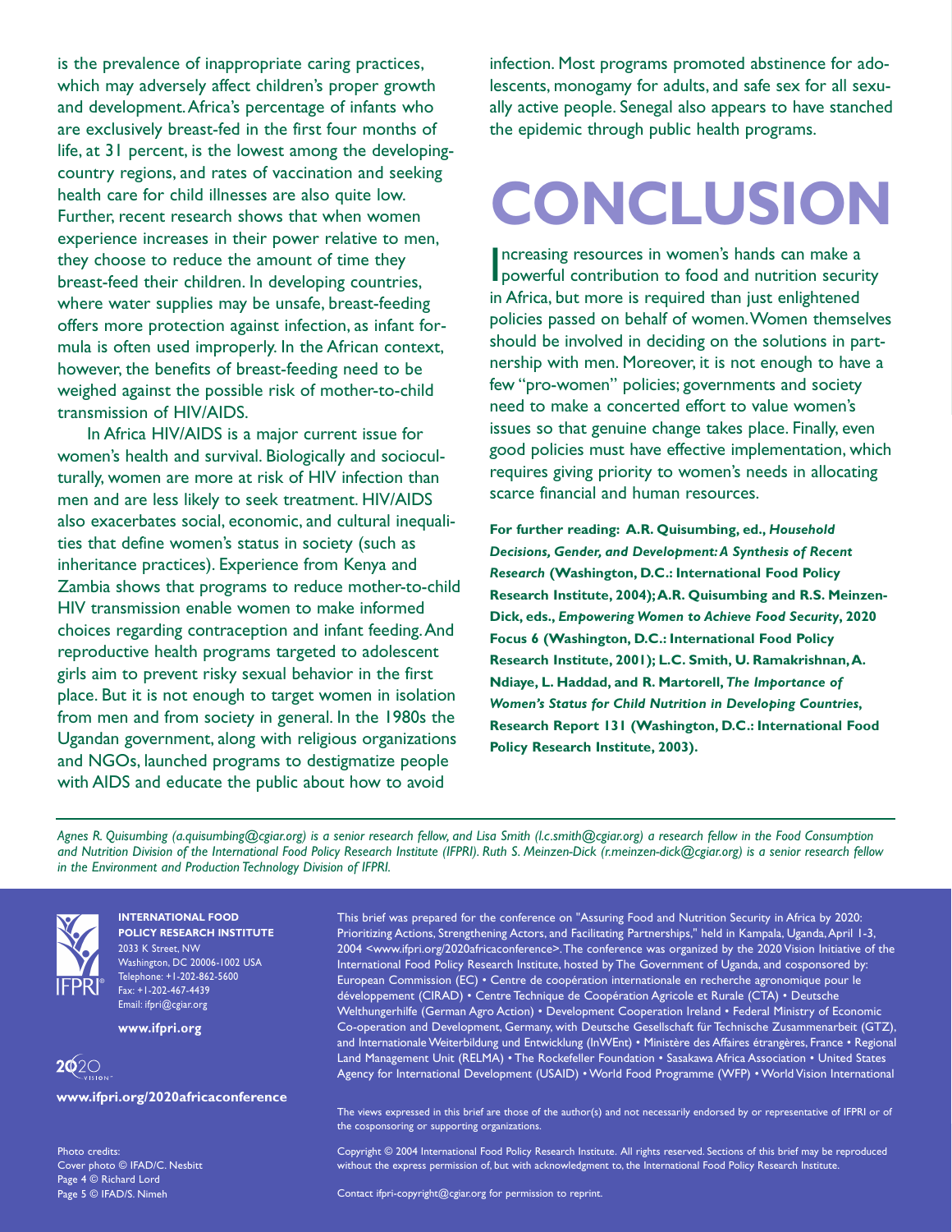is the prevalence of inappropriate caring practices, which may adversely affect children's proper growth and development. Africa's percentage of infants who are exclusively breast-fed in the first four months of life, at 31 percent, is the lowest among the developing-country regions, and rates of vaccination and seeking health care for child illnesses are also quite low. Further, recent research shows that when women experience increases in their power relative to men, they choose to reduce the amount of time they breast-feed their children. In developing countries, where water supplies may be unsafe, breast-feeding offers more protection against infection, as infant formula is often used improperly. In the African context, however, the benefits of breast-feeding need to be weighed against the possible risk of mother-to-child transmission of HIV/AIDS.

In Africa HIV/AIDS is a major current issue for women's health and survival. Biologically and socioculturally, women are more at risk of HIV infection than men and are less likely to seek treatment. HIV/AIDS also exacerbates social, economic, and cultural inequalities that define women's status in society (such as inheritance practices). Experience from Kenya and Zambia shows that programs to reduce mother-to-child HIV transmission enable women to make informed choices regarding contraception and infant feeding. And reproductive health programs targeted to adolescent girls aim to prevent risky sexual behavior in the first place. But it is not enough to target women in isolation from men and from society in general. In the 1980s the Ugandan government, along with religious organizations and NGOs, launched programs to destigmatize people with AIDS and educate the public about how to avoid infection. Most programs promoted abstinence for adolescents, monogamy for adults, and safe sex for all sexually active people. Senegal also appears to have stanched the epidemic through public health programs.

# CONCLUSION

Increasing resources in women's hands can make a powerful contribution to food and nutrition security in Africa, but more is required than just enlightened policies passed on behalf of women. Women themselves should be involved in deciding on the solutions in partnership with men. Moreover, it is not enough to have a few "pro-women" policies; governments and society need to make a concerted effort to value women's issues so that genuine change takes place. Finally, even good policies must have effective implementation, which requires giving priority to women's needs in allocating scarce financial and human resources.

**For further reading: A.R. Quisumbing, ed., *Household Decisions, Gender, and Development: A Synthesis of Recent Research* (Washington, D.C.: International Food Policy Research Institute, 2004); A.R. Quisumbing and R.S. Meinzen-Dick, eds., *Empowering Women to Achieve Food Security*, 2020 Focus 6 (Washington, D.C.: International Food Policy Research Institute, 2001); L.C. Smith, U. Ramakrishnan, A. Ndiaye, L. Haddad, and R. Martorell, *The Importance of Women's Status for Child Nutrition in Developing Countries*, Research Report 131 (Washington, D.C.: International Food Policy Research Institute, 2003).**

---

*Agnes R. Quisumbing (a.quisumbing@cgiar.org) is a senior research fellow, and Lisa Smith (l.c.smith@cgiar.org) a research fellow in the Food Consumption and Nutrition Division of the International Food Policy Research Institute (IFPRI). Ruth S. Meinzen-Dick (r.meinzen-dick@cgiar.org) is a senior research fellow in the Environment and Production Technology Division of IFPRI.*

**INTERNATIONAL FOOD POLICY RESEARCH INSTITUTE**
2033 K Street, NW
Washington, DC 20006-1002 USA
Telephone: +1-202-862-5600
Fax: +1-202-467-4439
Email: ifpri@cgiar.org

**www.ifpri.org**

2020 VISION

**www.ifpri.org/2020africaconference**

Photo credits:
Cover photo © IFAD/C. Nesbitt
Page 4 © Richard Lord
Page 5 © IFAD/S. Nimeh

This brief was prepared for the conference on "Assuring Food and Nutrition Security in Africa by 2020: Prioritizing Actions, Strengthening Actors, and Facilitating Partnerships," held in Kampala, Uganda, April 1-3, 2004 <www.ifpri.org/2020africaconference>. The conference was organized by the 2020 Vision Initiative of the International Food Policy Research Institute, hosted by The Government of Uganda, and cosponsored by: European Commission (EC) • Centre de coopération internationale en recherche agronomique pour le développement (CIRAD) • Centre Technique de Coopération Agricole et Rurale (CTA) • Deutsche Welthungerhilfe (German Agro Action) • Development Cooperation Ireland • Federal Ministry of Economic Co-operation and Development, Germany, with Deutsche Gesellschaft für Technische Zusammenarbeit (GTZ), and Internationale Weiterbildung und Entwicklung (InWEnt) • Ministère des Affaires étrangères, France • Regional Land Management Unit (RELMA) • The Rockefeller Foundation • Sasakawa Africa Association • United States Agency for International Development (USAID) • World Food Programme (WFP) • World Vision International

The views expressed in this brief are those of the author(s) and not necessarily endorsed by or representative of IFPRI or of the cosponsoring or supporting organizations.

Copyright © 2004 International Food Policy Research Institute. All rights reserved. Sections of this brief may be reproduced without the express permission of, but with acknowledgment to, the International Food Policy Research Institute.

Contact ifpri-copyright@cgiar.org for permission to reprint.